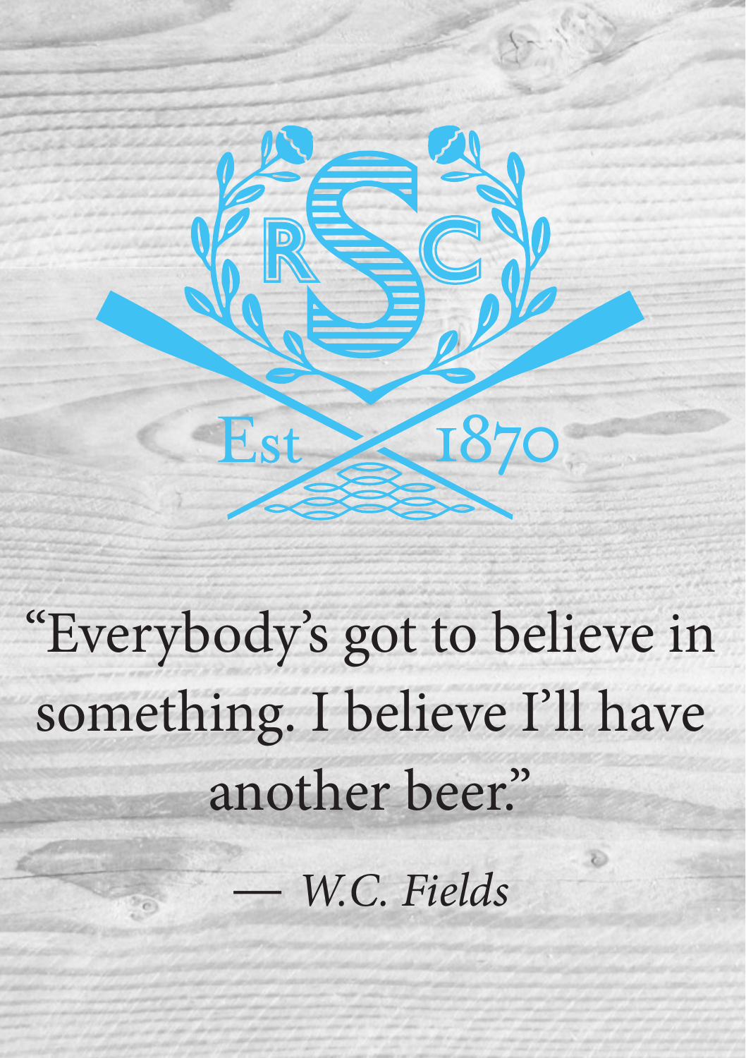RSC

Est 1870

"Everybody's got to believe in something. I believe I'll have another beer."

— *W.C. Fields*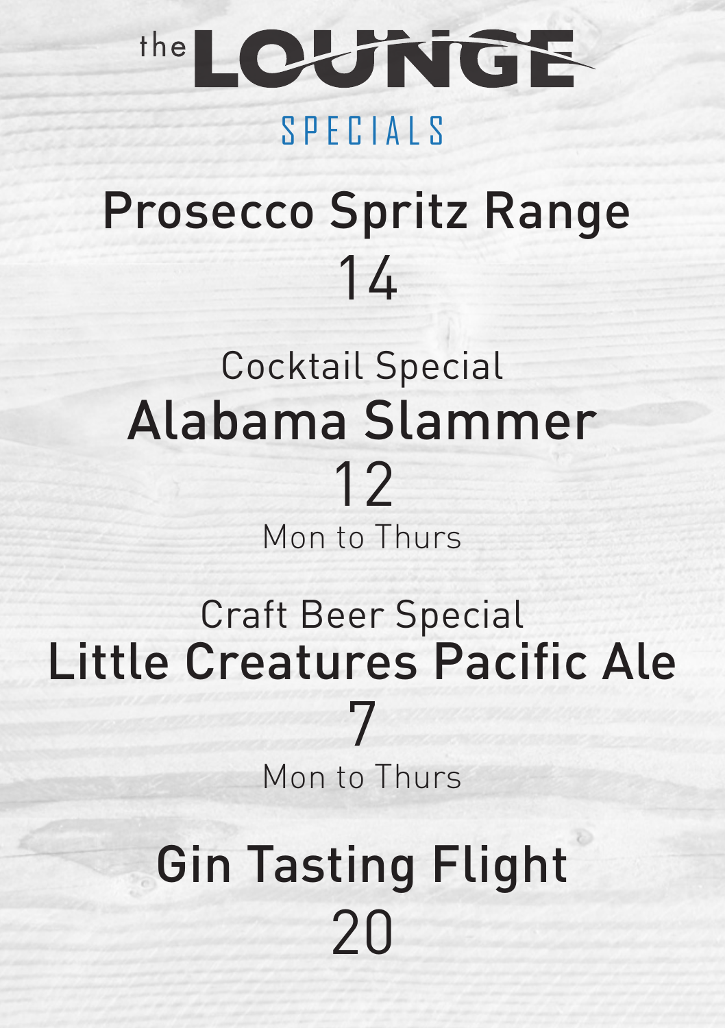# the LOUNGE

## SPECIALS

## Prosecco Spritz Range

14

Cocktail Special

## Alabama Slammer

12

Mon to Thurs

Craft Beer Special

## Little Creatures Pacific Ale

7

Mon to Thurs

## Gin Tasting Flight

20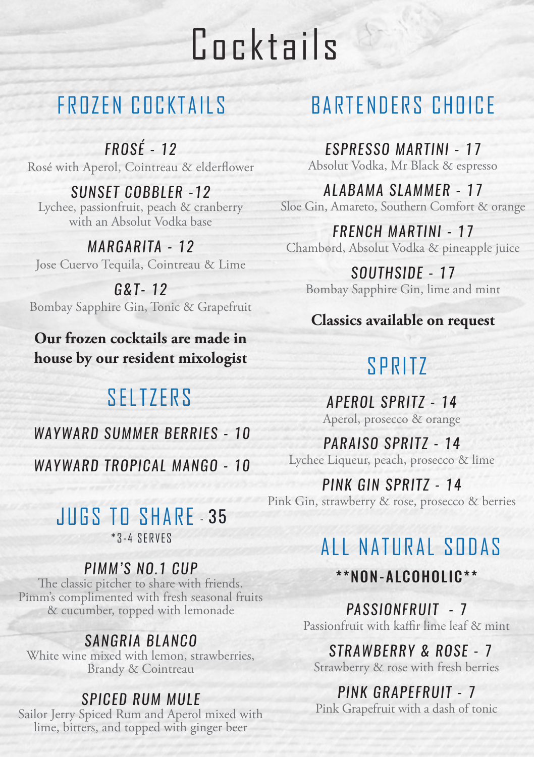# Cocktails

## FROZEN COCKTAILS

*FROSÉ - 12*
Rosé with Aperol, Cointreau & elderflower

*SUNSET COBBLER -12*
Lychee, passionfruit, peach & cranberry with an Absolut Vodka base

*MARGARITA - 12*
Jose Cuervo Tequila, Cointreau & Lime

*G&T- 12*
Bombay Sapphire Gin, Tonic & Grapefruit

**Our frozen cocktails are made in house by our resident mixologist**

## SELTZERS

*WAYWARD SUMMER BERRIES - 10*

*WAYWARD TROPICAL MANGO - 10*

## JUGS TO SHARE - 35

*3-4 SERVES

*PIMM'S NO.1 CUP*
The classic pitcher to share with friends. Pimm's complimented with fresh seasonal fruits & cucumber, topped with lemonade

*SANGRIA BLANCO*
White wine mixed with lemon, strawberries, Brandy & Cointreau

*SPICED RUM MULE*
Sailor Jerry Spiced Rum and Aperol mixed with lime, bitters, and topped with ginger beer

## BARTENDERS CHOICE

*ESPRESSO MARTINI - 17*
Absolut Vodka, Mr Black & espresso

*ALABAMA SLAMMER - 17*
Sloe Gin, Amareto, Southern Comfort & orange

*FRENCH MARTINI - 17*
Chambord, Absolut Vodka & pineapple juice

*SOUTHSIDE - 17*
Bombay Sapphire Gin, lime and mint

**Classics available on request**

## SPRITZ

*APEROL SPRITZ - 14*
Aperol, prosecco & orange

*PARAISO SPRITZ - 14*
Lychee Liqueur, peach, prosecco & lime

*PINK GIN SPRITZ - 14*
Pink Gin, strawberry & rose, prosecco & berries

## ALL NATURAL SODAS

**NON-ALCOHOLIC**

*PASSIONFRUIT - 7*
Passionfruit with kaffir lime leaf & mint

*STRAWBERRY & ROSE - 7*
Strawberry & rose with fresh berries

*PINK GRAPEFRUIT - 7*
Pink Grapefruit with a dash of tonic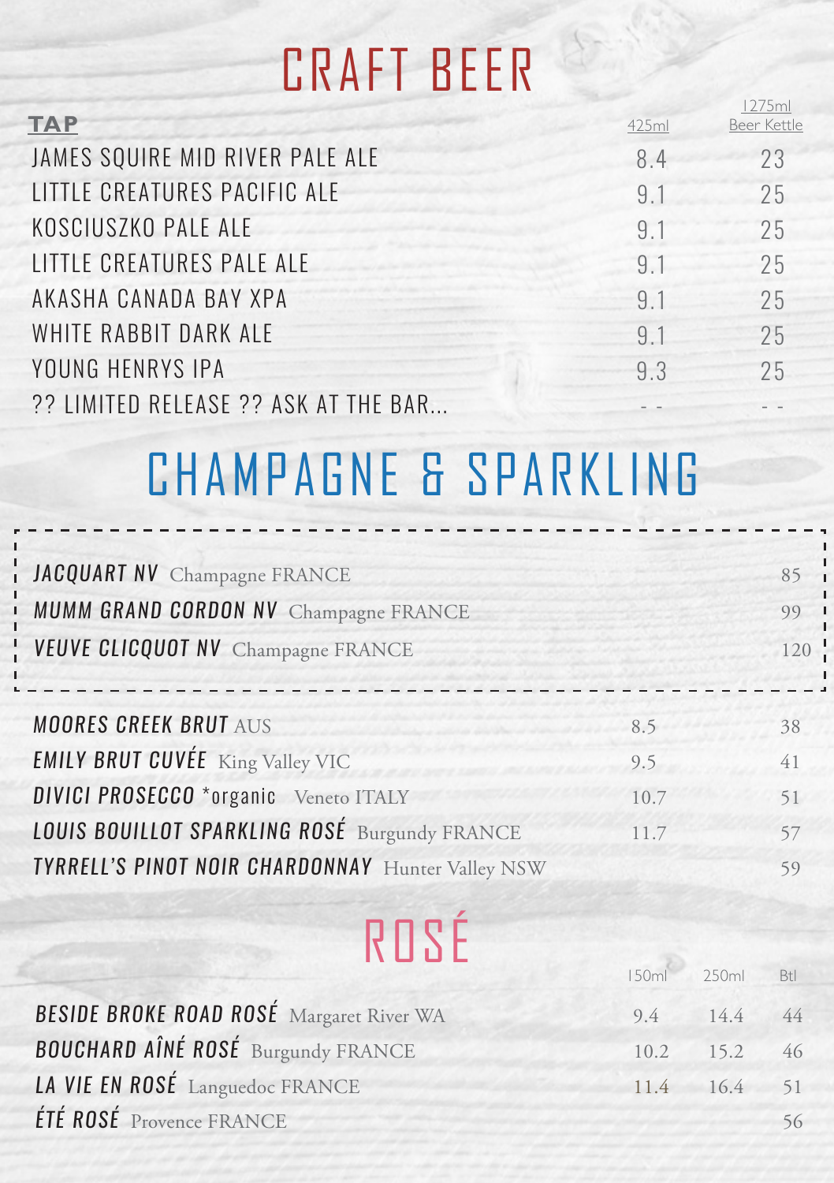# CRAFT BEER

| TAP | 425ml | 1275ml Beer Kettle |
|---|---|---|
| JAMES SQUIRE MID RIVER PALE ALE | 8.4 | 23 |
| LITTLE CREATURES PACIFIC ALE | 9.1 | 25 |
| KOSCIUSZKO PALE ALE | 9.1 | 25 |
| LITTLE CREATURES PALE ALE | 9.1 | 25 |
| AKASHA CANADA BAY XPA | 9.1 | 25 |
| WHITE RABBIT DARK ALE | 9.1 | 25 |
| YOUNG HENRYS IPA | 9.3 | 25 |
| ?? LIMITED RELEASE ?? ASK AT THE BAR... | - - | - - |

# CHAMPAGNE & SPARKLING

| | | |
|---|---|---|
| ***JACQUART NV*** Champagne FRANCE | | 85 |
| ***MUMM GRAND CORDON NV*** Champagne FRANCE | | 99 |
| ***VEUVE CLICQUOT NV*** Champagne FRANCE | | 120 |
| ***MOORES CREEK BRUT*** AUS | 8.5 | 38 |
| ***EMILY BRUT CUVÉE*** King Valley VIC | 9.5 | 41 |
| ***DIVICI PROSECCO*** *organic Veneto ITALY | 10.7 | 51 |
| ***LOUIS BOUILLOT SPARKLING ROSÉ*** Burgundy FRANCE | 11.7 | 57 |
| ***TYRRELL'S PINOT NOIR CHARDONNAY*** Hunter Valley NSW | | 59 |

# ROSÉ

| | 150ml | 250ml | Btl |
|---|---|---|---|
| ***BESIDE BROKE ROAD ROSÉ*** Margaret River WA | 9.4 | 14.4 | 44 |
| ***BOUCHARD AÎNÉ ROSÉ*** Burgundy FRANCE | 10.2 | 15.2 | 46 |
| ***LA VIE EN ROSÉ*** Languedoc FRANCE | 11.4 | 16.4 | 51 |
| ***ÉTÉ ROSÉ*** Provence FRANCE | | | 56 |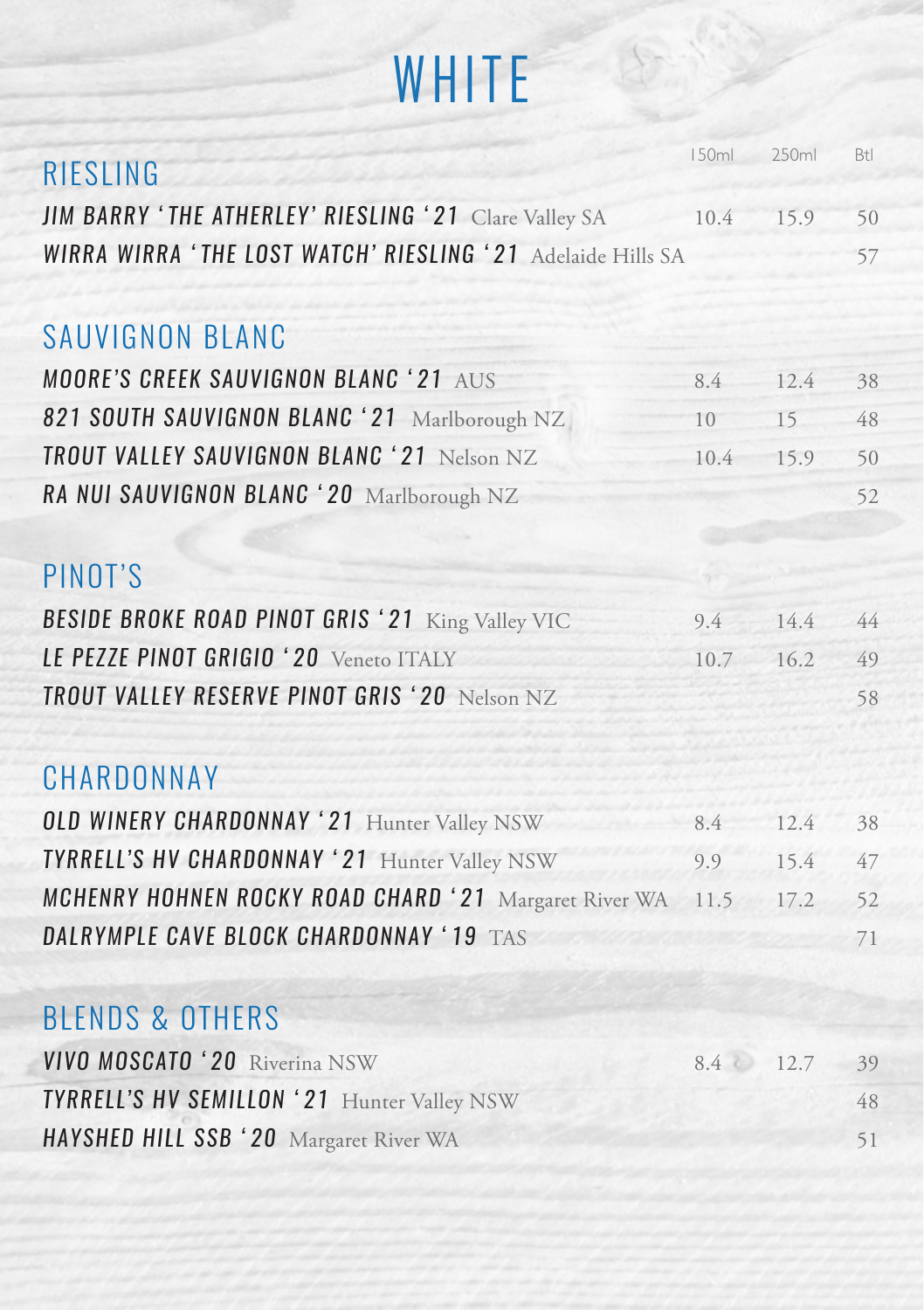# WHITE

| RIESLING | 150ml | 250ml | Btl |
|---|---|---|---|
| JIM BARRY 'THE ATHERLEY' RIESLING '21 Clare Valley SA | 10.4 | 15.9 | 50 |
| WIRRA WIRRA 'THE LOST WATCH' RIESLING '21 Adelaide Hills SA | | | 57 |

## SAUVIGNON BLANC

| | 150ml | 250ml | Btl |
|---|---|---|---|
| MOORE'S CREEK SAUVIGNON BLANC '21 AUS | 8.4 | 12.4 | 38 |
| 821 SOUTH SAUVIGNON BLANC '21 Marlborough NZ | 10 | 15 | 48 |
| TROUT VALLEY SAUVIGNON BLANC '21 Nelson NZ | 10.4 | 15.9 | 50 |
| RA NUI SAUVIGNON BLANC '20 Marlborough NZ | | | 52 |

## PINOT'S

| | 150ml | 250ml | Btl |
|---|---|---|---|
| BESIDE BROKE ROAD PINOT GRIS '21 King Valley VIC | 9.4 | 14.4 | 44 |
| LE PEZZE PINOT GRIGIO '20 Veneto ITALY | 10.7 | 16.2 | 49 |
| TROUT VALLEY RESERVE PINOT GRIS '20 Nelson NZ | | | 58 |

## CHARDONNAY

| | 150ml | 250ml | Btl |
|---|---|---|---|
| OLD WINERY CHARDONNAY '21 Hunter Valley NSW | 8.4 | 12.4 | 38 |
| TYRRELL'S HV CHARDONNAY '21 Hunter Valley NSW | 9.9 | 15.4 | 47 |
| MCHENRY HOHNEN ROCKY ROAD CHARD '21 Margaret River WA | 11.5 | 17.2 | 52 |
| DALRYMPLE CAVE BLOCK CHARDONNAY '19 TAS | | | 71 |

## BLENDS & OTHERS

| | 150ml | 250ml | Btl |
|---|---|---|---|
| VIVO MOSCATO '20 Riverina NSW | 8.4 | 12.7 | 39 |
| TYRRELL'S HV SEMILLON '21 Hunter Valley NSW | | | 48 |
| HAYSHED HILL SSB '20 Margaret River WA | | | 51 |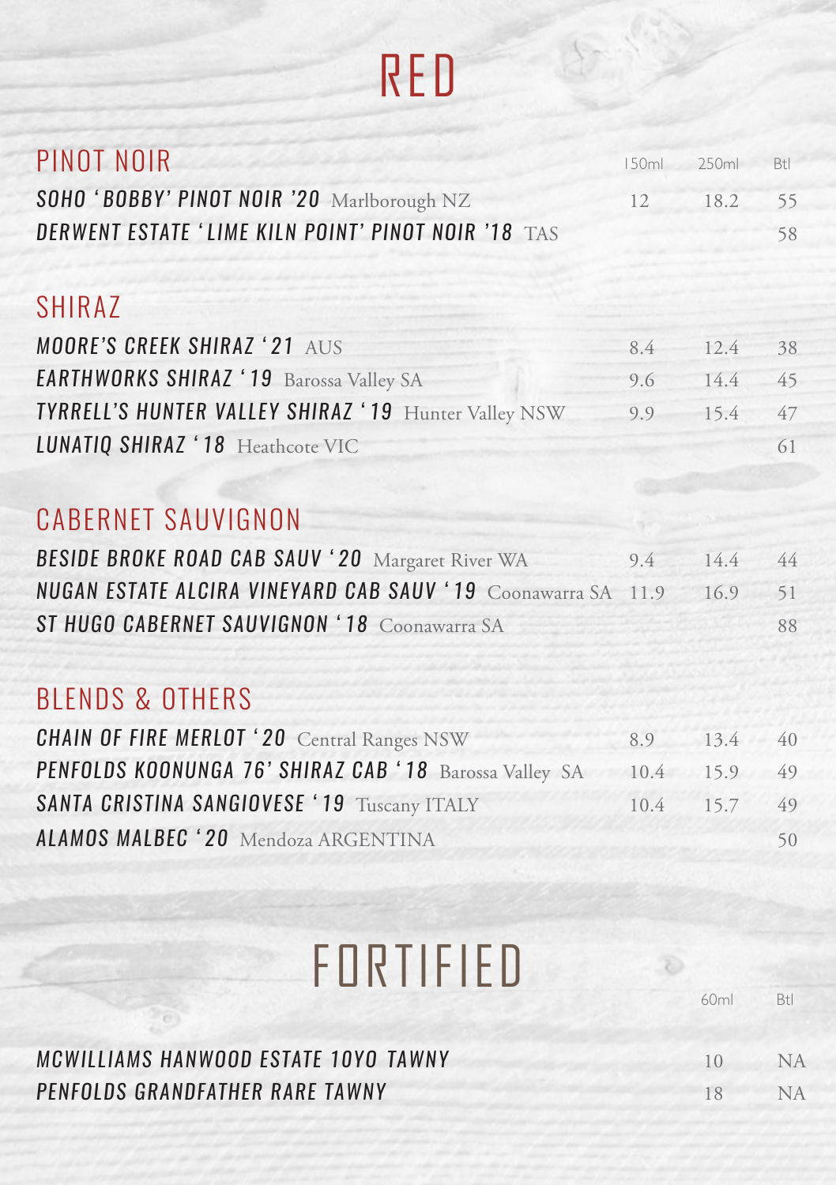# RED

## PINOT NOIR

| | 150ml | 250ml | Btl |
|---|---|---|---|
| ***SOHO 'BOBBY' PINOT NOIR '20*** Marlborough NZ | 12 | 18.2 | 55 |
| ***DERWENT ESTATE 'LIME KILN POINT' PINOT NOIR '18*** TAS | | | 58 |

## SHIRAZ

| | 150ml | 250ml | Btl |
|---|---|---|---|
| ***MOORE'S CREEK SHIRAZ '21*** AUS | 8.4 | 12.4 | 38 |
| ***EARTHWORKS SHIRAZ '19*** Barossa Valley SA | 9.6 | 14.4 | 45 |
| ***TYRRELL'S HUNTER VALLEY SHIRAZ '19*** Hunter Valley NSW | 9.9 | 15.4 | 47 |
| ***LUNATIQ SHIRAZ '18*** Heathcote VIC | | | 61 |

## CABERNET SAUVIGNON

| | 150ml | 250ml | Btl |
|---|---|---|---|
| ***BESIDE BROKE ROAD CAB SAUV '20*** Margaret River WA | 9.4 | 14.4 | 44 |
| ***NUGAN ESTATE ALCIRA VINEYARD CAB SAUV '19*** Coonawarra SA | 11.9 | 16.9 | 51 |
| ***ST HUGO CABERNET SAUVIGNON '18*** Coonawarra SA | | | 88 |

## BLENDS & OTHERS

| | 150ml | 250ml | Btl |
|---|---|---|---|
| ***CHAIN OF FIRE MERLOT '20*** Central Ranges NSW | 8.9 | 13.4 | 40 |
| ***PENFOLDS KOONUNGA 76' SHIRAZ CAB '18*** Barossa Valley SA | 10.4 | 15.9 | 49 |
| ***SANTA CRISTINA SANGIOVESE '19*** Tuscany ITALY | 10.4 | 15.7 | 49 |
| ***ALAMOS MALBEC '20*** Mendoza ARGENTINA | | | 50 |

# FORTIFIED

| | 60ml | Btl |
|---|---|---|
| ***MCWILLIAMS HANWOOD ESTATE 10YO TAWNY*** | 10 | NA |
| ***PENFOLDS GRANDFATHER RARE TAWNY*** | 18 | NA |